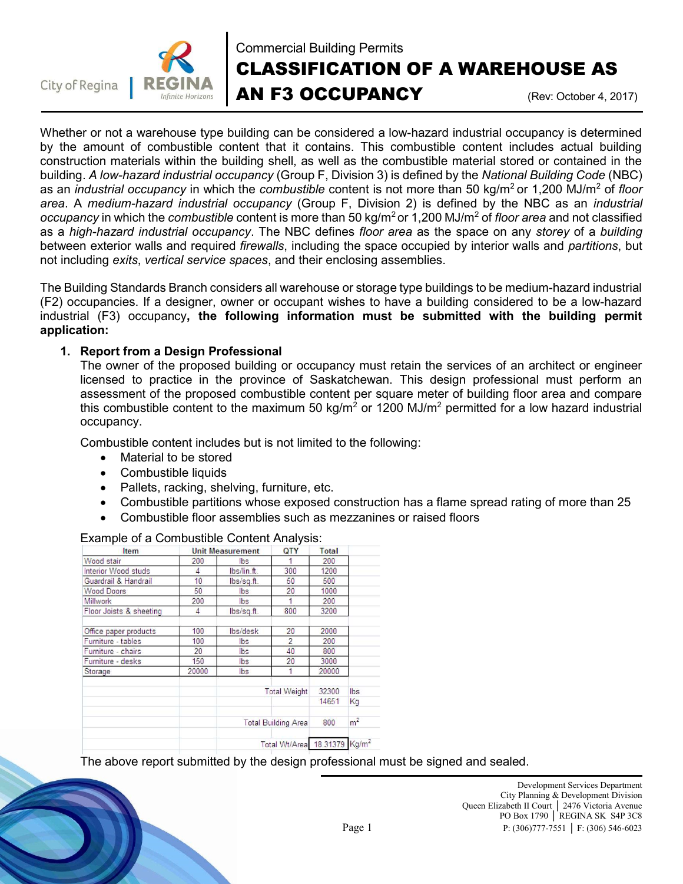Commercial Building Permits

# CLASSIFICATION OF A WAREHOUSE AS AN F3 OCCUPANCY

(Rev: October 4, 2017)

Whether or not a warehouse type building can be considered a low-hazard industrial occupancy is determined by the amount of combustible content that it contains. This combustible content includes actual building construction materials within the building shell, as well as the combustible material stored or contained in the building. *A low-hazard industrial occupancy* (Group F, Division 3) is defined by the *National Building Code* (NBC) as an *industrial occupancy* in which the *combustible* content is not more than 50 kg/m$^2$ or 1,200 MJ/m$^2$ of *floor area*. A *medium-hazard industrial occupancy* (Group F, Division 2) is defined by the NBC as an *industrial occupancy* in which the *combustible* content is more than 50 kg/m$^2$ or 1,200 MJ/m$^2$ of *floor area* and not classified as a *high-hazard industrial occupancy*. The NBC defines *floor area* as the space on any *storey* of a *building* between exterior walls and required *firewalls*, including the space occupied by interior walls and *partitions*, but not including *exits*, *vertical service spaces*, and their enclosing assemblies.

The Building Standards Branch considers all warehouse or storage type buildings to be medium-hazard industrial (F2) occupancies. If a designer, owner or occupant wishes to have a building considered to be a low-hazard industrial (F3) occupancy**, the following information must be submitted with the building permit application:**

1. **Report from a Design Professional**

   The owner of the proposed building or occupancy must retain the services of an architect or engineer licensed to practice in the province of Saskatchewan. This design professional must perform an assessment of the proposed combustible content per square meter of building floor area and compare this combustible content to the maximum 50 kg/m$^2$ or 1200 MJ/m$^2$ permitted for a low hazard industrial occupancy.

   Combustible content includes but is not limited to the following:

   - Material to be stored
   - Combustible liquids
   - Pallets, racking, shelving, furniture, etc.
   - Combustible partitions whose exposed construction has a flame spread rating of more than 25
   - Combustible floor assemblies such as mezzanines or raised floors

   Example of a Combustible Content Analysis:

   | Item | Unit Measurement | | QTY | Total | |
   |---|---|---|---|---|---|
   | Wood stair | 200 | lbs | 1 | 200 | |
   | Interior Wood studs | 4 | lbs/lin.ft. | 300 | 1200 | |
   | Guardrail & Handrail | 10 | lbs/sq.ft. | 50 | 500 | |
   | Wood Doors | 50 | lbs | 20 | 1000 | |
   | Millwork | 200 | lbs | 1 | 200 | |
   | Floor Joists & sheeting | 4 | lbs/sq.ft. | 800 | 3200 | |
   | | | | | | |
   | Office paper products | 100 | lbs/desk | 20 | 2000 | |
   | Furniture - tables | 100 | lbs | 2 | 200 | |
   | Furniture - chairs | 20 | lbs | 40 | 800 | |
   | Furniture - desks | 150 | lbs | 20 | 3000 | |
   | Storage | 20000 | lbs | 1 | 20000 | |
   | | | | | | |
   | | | | Total Weight | 32300 | lbs |
   | | | | | 14651 | Kg |
   | | | | | | |
   | | | | Total Building Area | 800 | m$^2$ |
   | | | | | | |
   | | | | Total Wt/Area | 18.31379 | Kg/m$^2$ |

   The above report submitted by the design professional must be signed and sealed.

Development Services Department
City Planning & Development Division
Queen Elizabeth II Court | 2476 Victoria Avenue
PO Box 1790 | REGINA SK S4P 3C8
P: (306)777-7551 | F: (306) 546-6023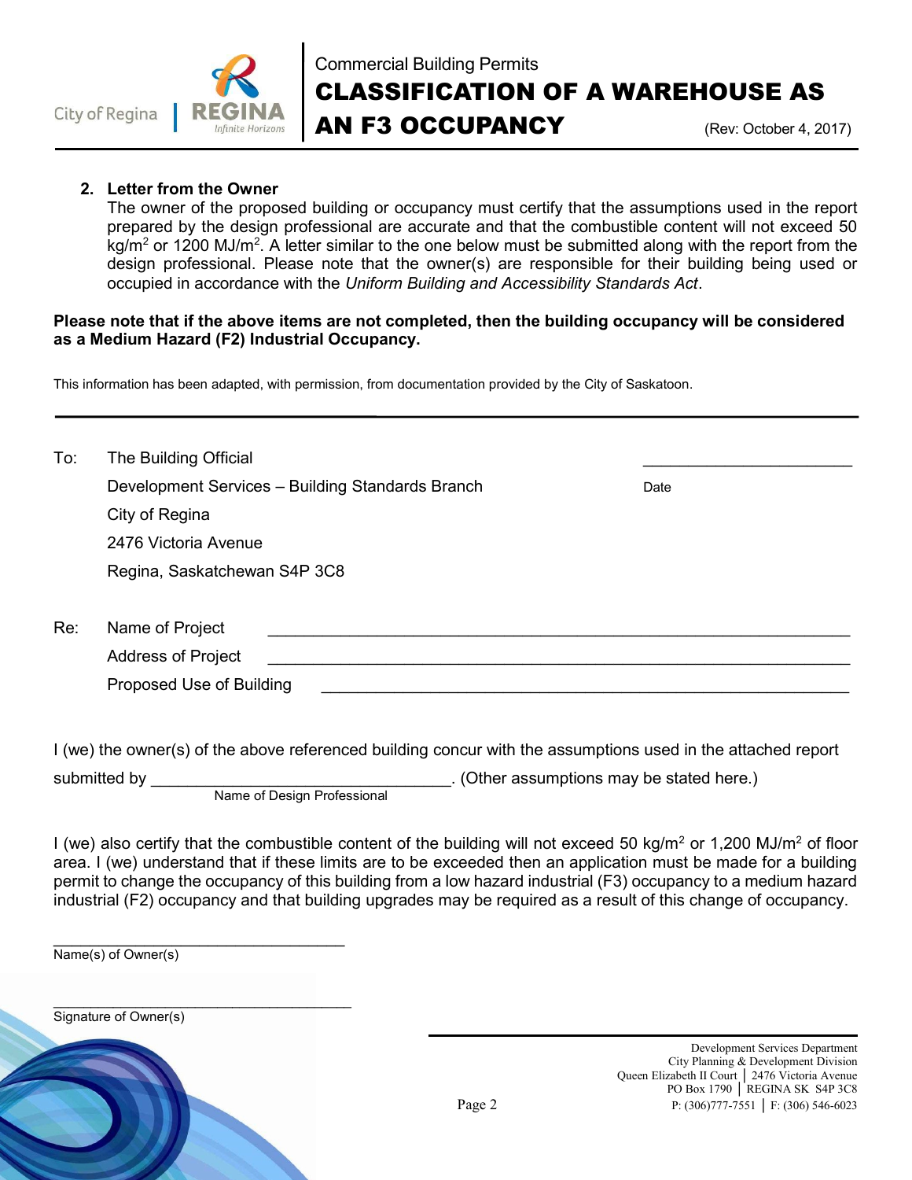2. **Letter from the Owner**
   The owner of the proposed building or occupancy must certify that the assumptions used in the report prepared by the design professional are accurate and that the combustible content will not exceed 50 $kg/m^2$ or 1200 $MJ/m^2$. A letter similar to the one below must be submitted along with the report from the design professional. Please note that the owner(s) are responsible for their building being used or occupied in accordance with the *Uniform Building and Accessibility Standards Act*.

**Please note that if the above items are not completed, then the building occupancy will be considered as a Medium Hazard (F2) Industrial Occupancy.**

This information has been adapted, with permission, from documentation provided by the City of Saskatoon.

---

To: The Building Official
Development Services – Building Standards Branch
City of Regina
2476 Victoria Avenue
Regina, Saskatchewan S4P 3C8

_______________________
Date

Re: Name of Project _______________________________________________

Address of Project _______________________________________________

Proposed Use of Building _______________________________________________

I (we) the owner(s) of the above referenced building concur with the assumptions used in the attached report submitted by _________________________________. (Other assumptions may be stated here.)
Name of Design Professional

I (we) also certify that the combustible content of the building will not exceed 50 $kg/m^2$ or 1,200 $MJ/m^2$ of floor area. I (we) understand that if these limits are to be exceeded then an application must be made for a building permit to change the occupancy of this building from a low hazard industrial (F3) occupancy to a medium hazard industrial (F2) occupancy and that building upgrades may be required as a result of this change of occupancy.

_________________________________
Name(s) of Owner(s)

_________________________________
Signature of Owner(s)